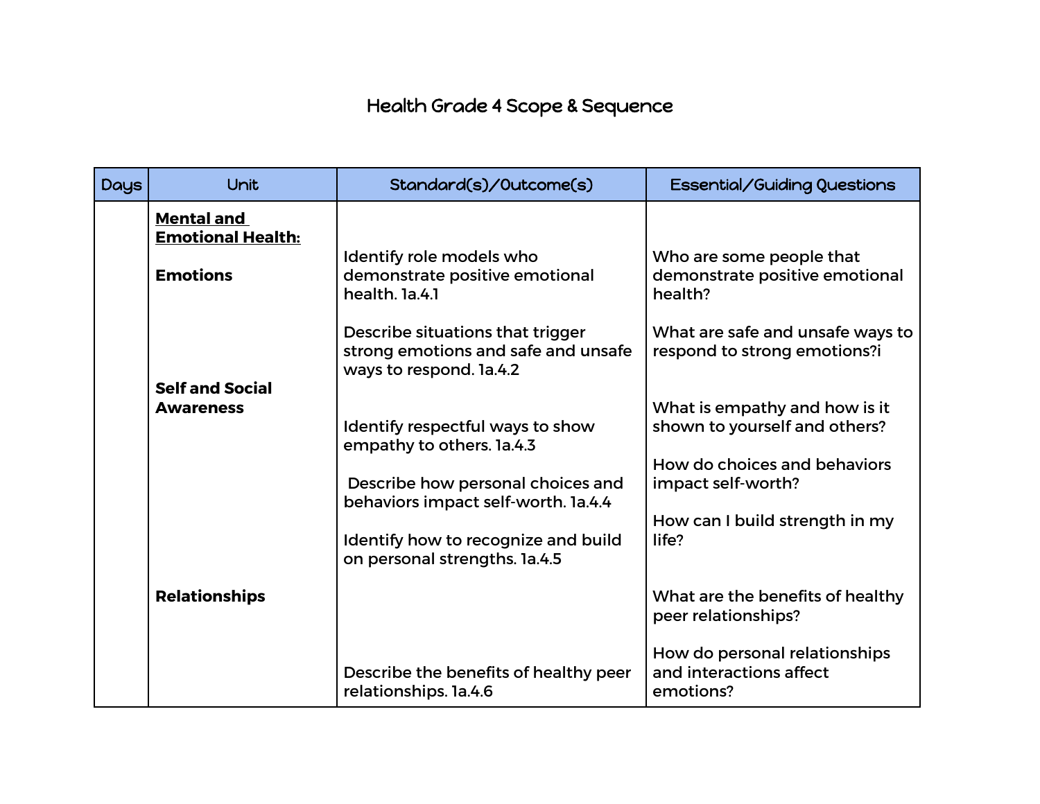# Health Grade 4 Scope & Sequence

| Days | Unit | Standard(s)/Outcome(s) | Essential/Guiding Questions |
|---|---|---|---|
| | **Mental and Emotional Health:** | | |
| | **Emotions** | Identify role models who demonstrate positive emotional health. 1a.4.1 | Who are some people that demonstrate positive emotional health? |
| | | Describe situations that trigger strong emotions and safe and unsafe ways to respond. 1a.4.2 | What are safe and unsafe ways to respond to strong emotions?i |
| | **Self and Social Awareness** | Identify respectful ways to show empathy to others. 1a.4.3 | What is empathy and how is it shown to yourself and others? |
| | | Describe how personal choices and behaviors impact self-worth. 1a.4.4 | How do choices and behaviors impact self-worth? |
| | | Identify how to recognize and build on personal strengths. 1a.4.5 | How can I build strength in my life? |
| | **Relationships** | Describe the benefits of healthy peer relationships. 1a.4.6 | What are the benefits of healthy peer relationships? |
| | | | How do personal relationships and interactions affect emotions? |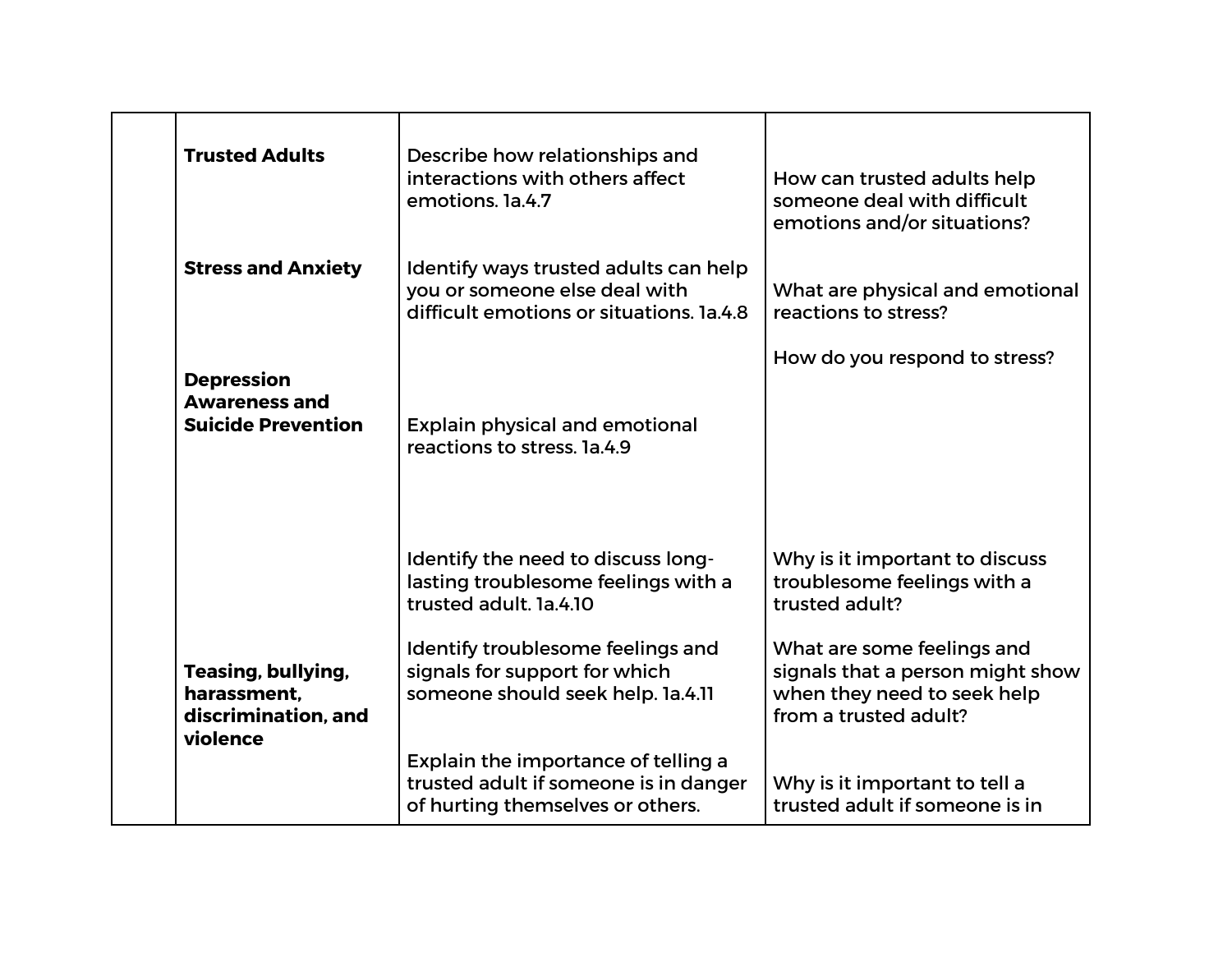| | | | |
|---|---|---|---|
| | **Trusted Adults**<br><br>**Stress and Anxiety**<br><br>**Depression Awareness and Suicide Prevention**<br><br>**Teasing, bullying, harassment, discrimination, and violence** | Describe how relationships and interactions with others affect emotions. 1a.4.7<br><br>Identify ways trusted adults can help you or someone else deal with difficult emotions or situations. 1a.4.8<br><br>Explain physical and emotional reactions to stress. 1a.4.9<br><br>Identify the need to discuss long-lasting troublesome feelings with a trusted adult. 1a.4.10<br><br>Identify troublesome feelings and signals for support for which someone should seek help. 1a.4.11<br><br>Explain the importance of telling a trusted adult if someone is in danger of hurting themselves or others. | How can trusted adults help someone deal with difficult emotions and/or situations?<br><br>What are physical and emotional reactions to stress?<br><br>How do you respond to stress?<br><br>Why is it important to discuss troublesome feelings with a trusted adult?<br><br>What are some feelings and signals that a person might show when they need to seek help from a trusted adult?<br><br>Why is it important to tell a trusted adult if someone is in |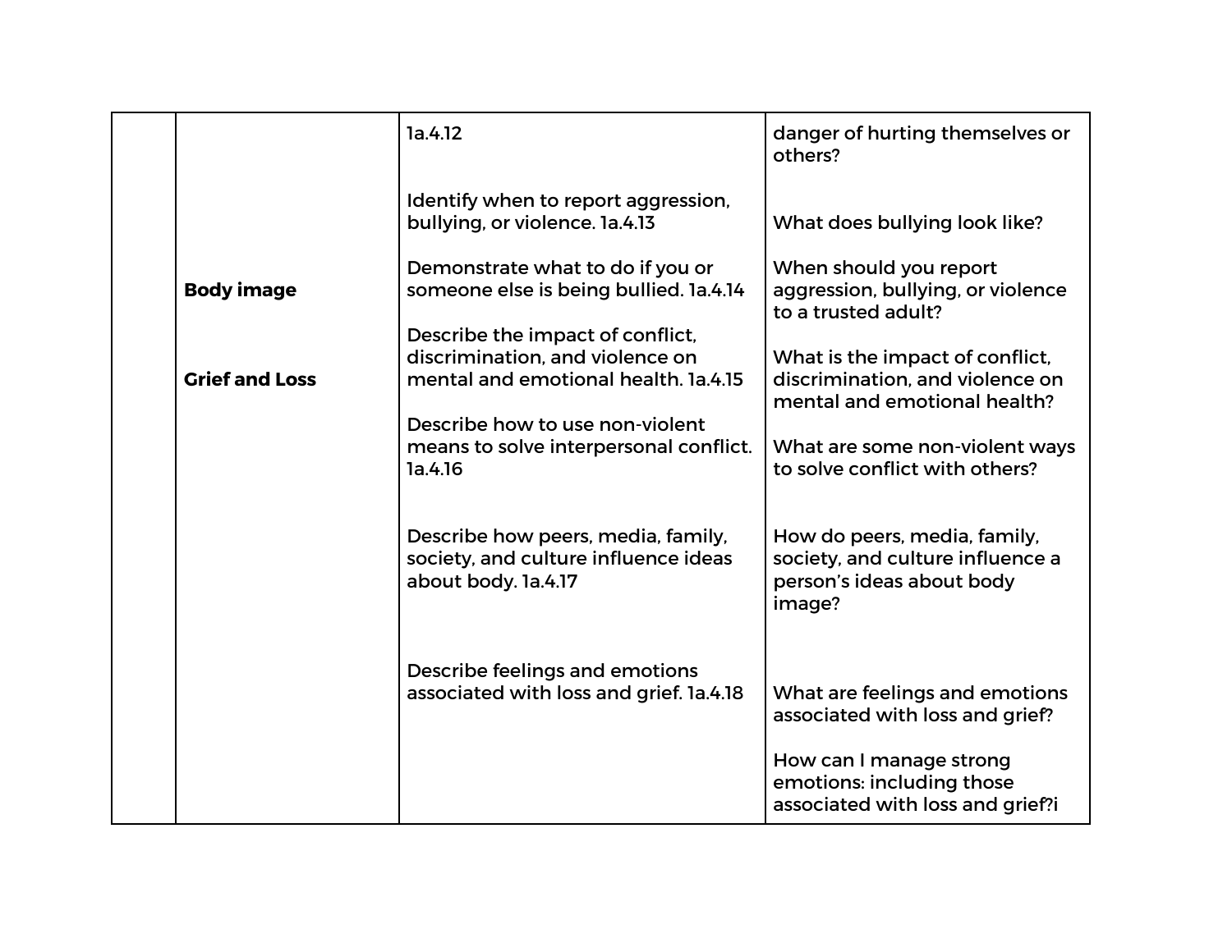| | | | |
|---|---|---|---|
| | | 1a.4.12 | danger of hurting themselves or others? |
| | | Identify when to report aggression, bullying, or violence. 1a.4.13 | What does bullying look like? |
| | **Body image** | Demonstrate what to do if you or someone else is being bullied. 1a.4.14 | When should you report aggression, bullying, or violence to a trusted adult? |
| | **Grief and Loss** | Describe the impact of conflict, discrimination, and violence on mental and emotional health. 1a.4.15 | What is the impact of conflict, discrimination, and violence on mental and emotional health? |
| | | Describe how to use non-violent means to solve interpersonal conflict. 1a.4.16 | What are some non-violent ways to solve conflict with others? |
| | | Describe how peers, media, family, society, and culture influence ideas about body. 1a.4.17 | How do peers, media, family, society, and culture influence a person's ideas about body image? |
| | | Describe feelings and emotions associated with loss and grief. 1a.4.18 | What are feelings and emotions associated with loss and grief?<br><br>How can I manage strong emotions: including those associated with loss and grief?i |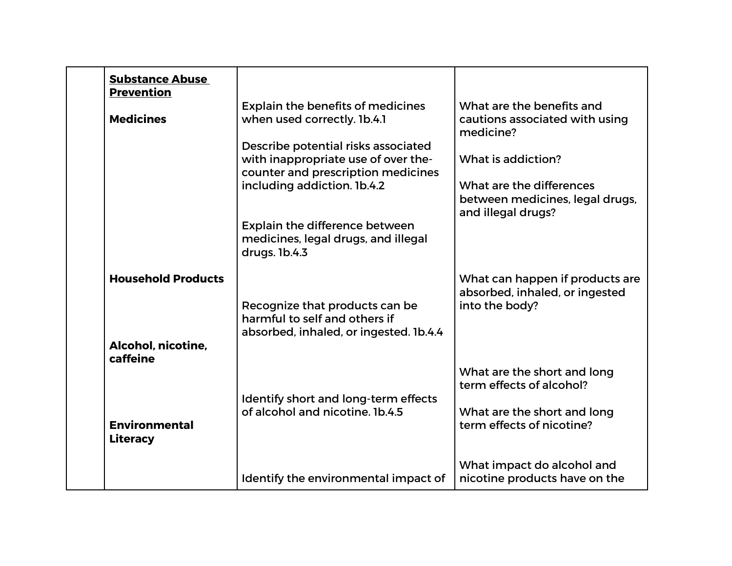|  |  |  |  |
|---|---|---|---|
|  | **<u>Substance Abuse Prevention</u>**<br><br>**Medicines** | Explain the benefits of medicines when used correctly. 1b.4.1<br><br>Describe potential risks associated with inappropriate use of over the-counter and prescription medicines including addiction. 1b.4.2<br><br>Explain the difference between medicines, legal drugs, and illegal drugs. 1b.4.3 | What are the benefits and cautions associated with using medicine?<br><br>What is addiction?<br><br>What are the differences between medicines, legal drugs, and illegal drugs? |
|  | **Household Products** | Recognize that products can be harmful to self and others if absorbed, inhaled, or ingested. 1b.4.4 | What can happen if products are absorbed, inhaled, or ingested into the body? |
|  | **Alcohol, nicotine, caffeine** | Identify short and long-term effects of alcohol and nicotine. 1b.4.5 | What are the short and long term effects of alcohol?<br><br>What are the short and long term effects of nicotine? |
|  | **Environmental Literacy** | Identify the environmental impact of | What impact do alcohol and nicotine products have on the |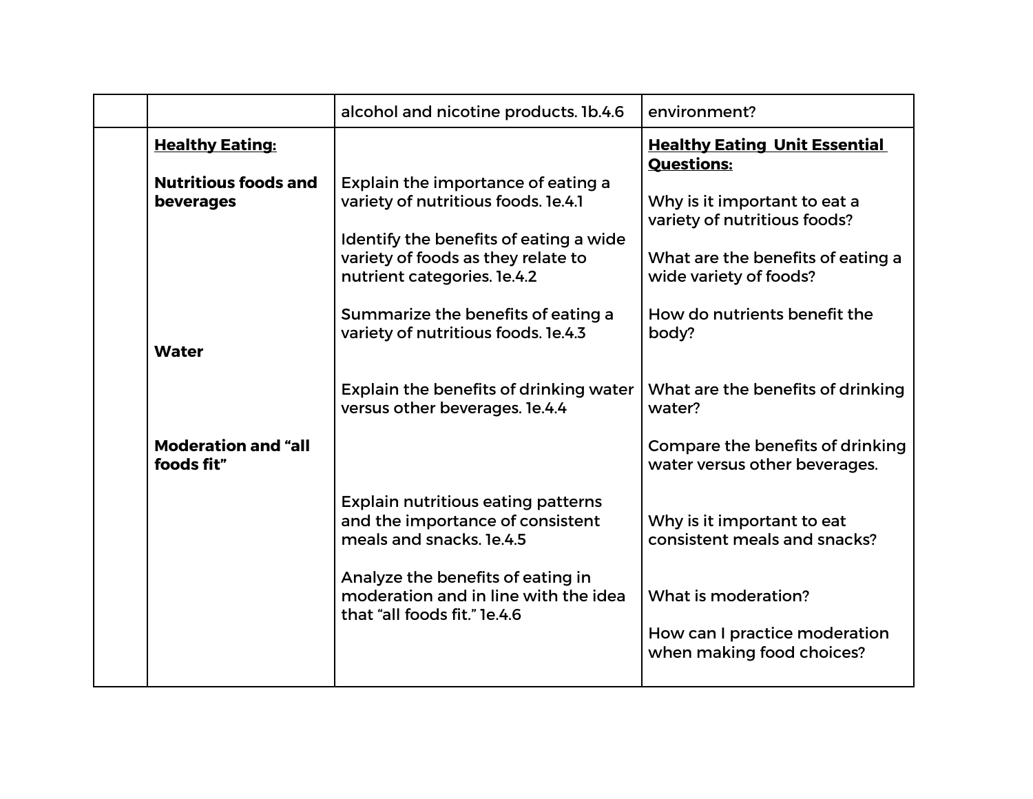| | | | |
|---|---|---|---|
| | | alcohol and nicotine products. 1b.4.6 | environment? |
| | **<u>Healthy Eating:</u>**<br><br>**Nutritious foods and beverages**<br><br><br><br><br><br><br><br>**Water**<br><br><br><br><br>**Moderation and "all foods fit"** | Explain the importance of eating a variety of nutritious foods. 1e.4.1<br><br>Identify the benefits of eating a wide variety of foods as they relate to nutrient categories. 1e.4.2<br><br>Summarize the benefits of eating a variety of nutritious foods. 1e.4.3<br><br><br>Explain the benefits of drinking water versus other beverages. 1e.4.4<br><br><br><br>Explain nutritious eating patterns and the importance of consistent meals and snacks. 1e.4.5<br><br>Analyze the benefits of eating in moderation and in line with the idea that "all foods fit." 1e.4.6 | **<u>Healthy Eating Unit Essential Questions:</u>**<br><br>Why is it important to eat a variety of nutritious foods?<br><br>What are the benefits of eating a wide variety of foods?<br><br>How do nutrients benefit the body?<br><br><br>What are the benefits of drinking water?<br><br>Compare the benefits of drinking water versus other beverages.<br><br><br>Why is it important to eat consistent meals and snacks?<br><br><br>What is moderation?<br><br>How can I practice moderation when making food choices? |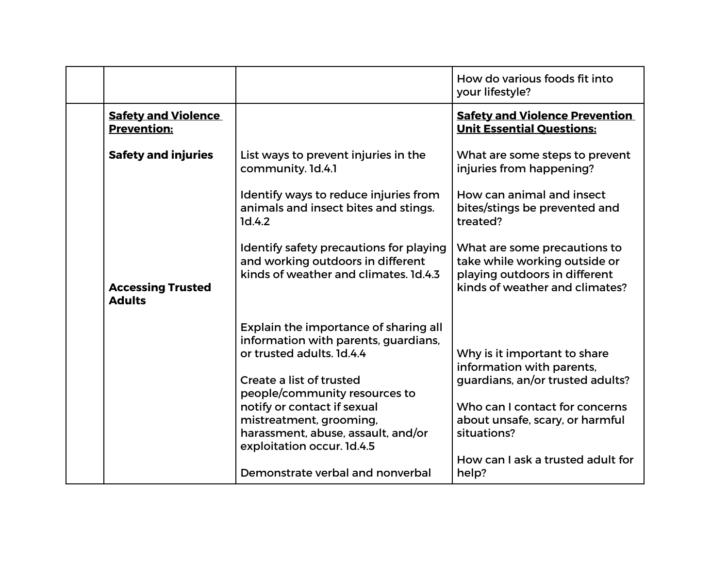| | | | |
|---|---|---|---|
| | | | How do various foods fit into your lifestyle? |
| | **Safety and Violence Prevention:**<br><br>**Safety and injuries**<br><br><br><br><br><br><br><br>**Accessing Trusted Adults** | <br><br><br>List ways to prevent injuries in the community. 1d.4.1<br><br>Identify ways to reduce injuries from animals and insect bites and stings. 1d.4.2<br><br>Identify safety precautions for playing and working outdoors in different kinds of weather and climates. 1d.4.3<br><br><br><br>Explain the importance of sharing all information with parents, guardians, or trusted adults. 1d.4.4<br><br>Create a list of trusted people/community resources to notify or contact if sexual mistreatment, grooming, harassment, abuse, assault, and/or exploitation occur. 1d.4.5<br><br>Demonstrate verbal and nonverbal | **Safety and Violence Prevention Unit Essential Questions:**<br><br>What are some steps to prevent injuries from happening?<br><br>How can animal and insect bites/stings be prevented and treated?<br><br>What are some precautions to take while working outside or playing outdoors in different kinds of weather and climates?<br><br><br><br>Why is it important to share information with parents, guardians, an/or trusted adults?<br><br>Who can I contact for concerns about unsafe, scary, or harmful situations?<br><br>How can I ask a trusted adult for help? |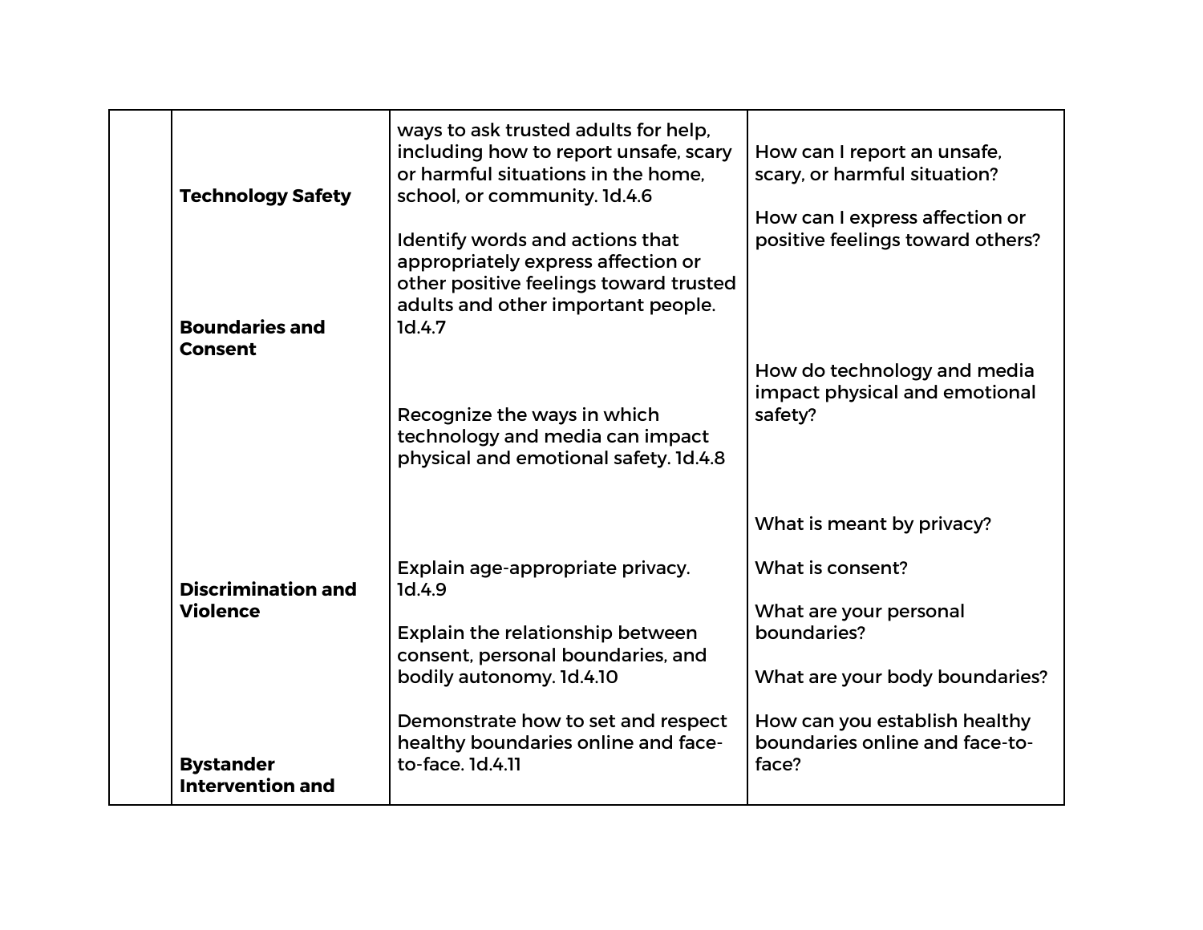| | | | |
|---|---|---|---|
| | **Technology Safety** | ways to ask trusted adults for help, including how to report unsafe, scary or harmful situations in the home, school, or community. 1d.4.6 | How can I report an unsafe, scary, or harmful situation? |
| | **Boundaries and Consent** | Identify words and actions that appropriately express affection or other positive feelings toward trusted adults and other important people. 1d.4.7 | How can I express affection or positive feelings toward others? |
| | | Recognize the ways in which technology and media can impact physical and emotional safety. 1d.4.8 | How do technology and media impact physical and emotional safety? |
| | **Discrimination and Violence** | Explain age-appropriate privacy. 1d.4.9 | What is meant by privacy? |
| | | Explain the relationship between consent, personal boundaries, and bodily autonomy. 1d.4.10 | What is consent?<br><br>What are your personal boundaries?<br><br>What are your body boundaries? |
| | **Bystander Intervention and** | Demonstrate how to set and respect healthy boundaries online and face-to-face. 1d.4.11 | How can you establish healthy boundaries online and face-to-face? |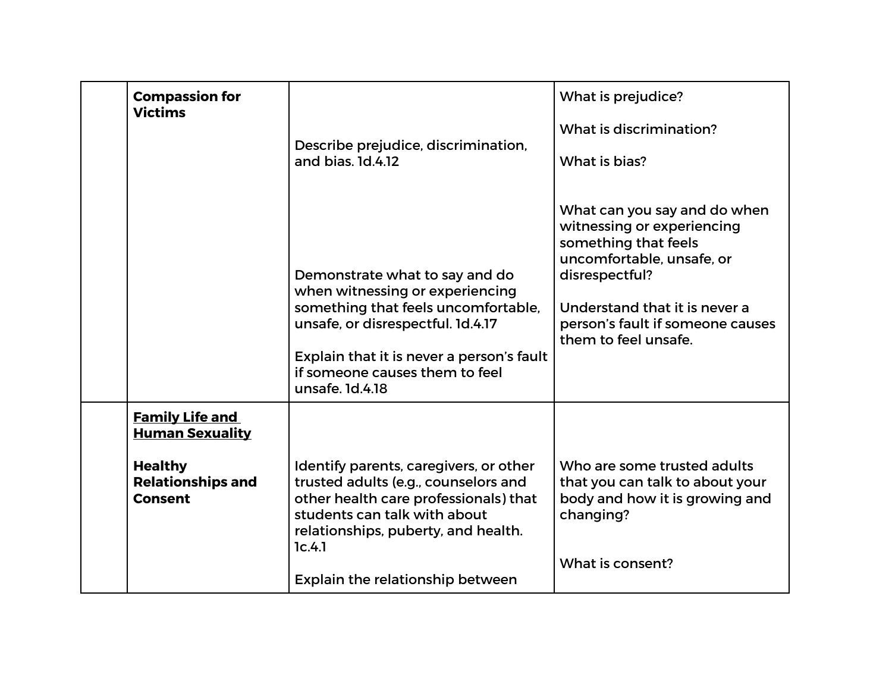| | | | |
|---|---|---|---|
| | **Compassion for Victims** | Describe prejudice, discrimination, and bias. 1d.4.12<br><br>Demonstrate what to say and do when witnessing or experiencing something that feels uncomfortable, unsafe, or disrespectful. 1d.4.17<br><br>Explain that it is never a person's fault if someone causes them to feel unsafe. 1d.4.18 | What is prejudice?<br><br>What is discrimination?<br><br>What is bias?<br><br>What can you say and do when witnessing or experiencing something that feels uncomfortable, unsafe, or disrespectful?<br><br>Understand that it is never a person's fault if someone causes them to feel unsafe. |
| | **<u>Family Life and Human Sexuality</u>**<br><br>**Healthy Relationships and Consent** | Identify parents, caregivers, or other trusted adults (e.g., counselors and other health care professionals) that students can talk with about relationships, puberty, and health. 1c.4.1<br><br>Explain the relationship between | Who are some trusted adults that you can talk to about your body and how it is growing and changing?<br><br>What is consent? |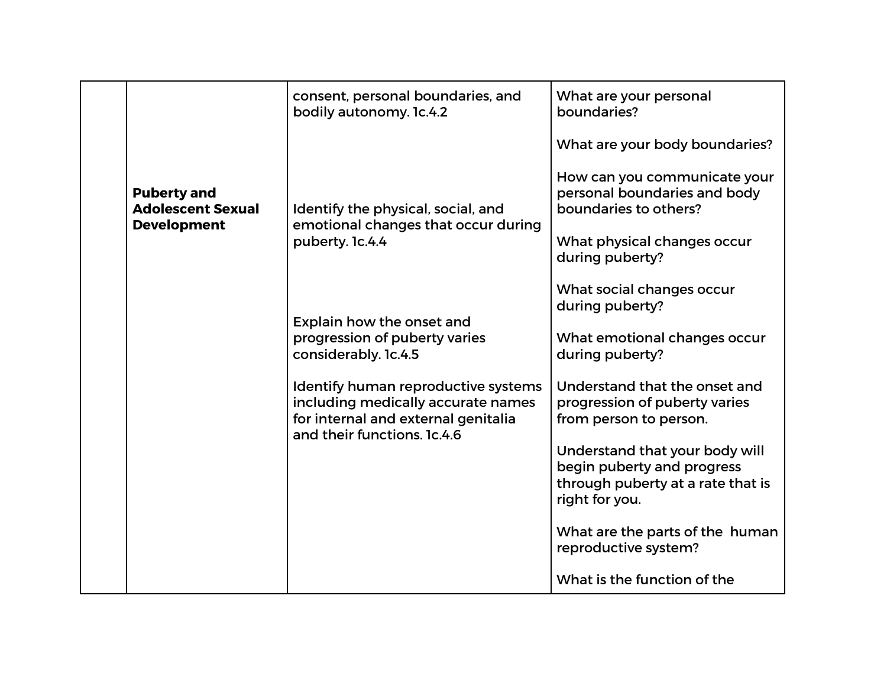| | | | |
|---|---|---|---|
| | Puberty and Adolescent Sexual Development | consent, personal boundaries, and bodily autonomy. 1c.4.2 | What are your personal boundaries?<br><br>What are your body boundaries?<br><br>How can you communicate your personal boundaries and body boundaries to others? |
| | | Identify the physical, social, and emotional changes that occur during puberty. 1c.4.4 | What physical changes occur during puberty?<br><br>What social changes occur during puberty?<br><br>What emotional changes occur during puberty? |
| | | Explain how the onset and progression of puberty varies considerably. 1c.4.5 | Understand that the onset and progression of puberty varies from person to person.<br><br>Understand that your body will begin puberty and progress through puberty at a rate that is right for you. |
| | | Identify human reproductive systems including medically accurate names for internal and external genitalia and their functions. 1c.4.6 | What are the parts of the human reproductive system?<br><br>What is the function of the |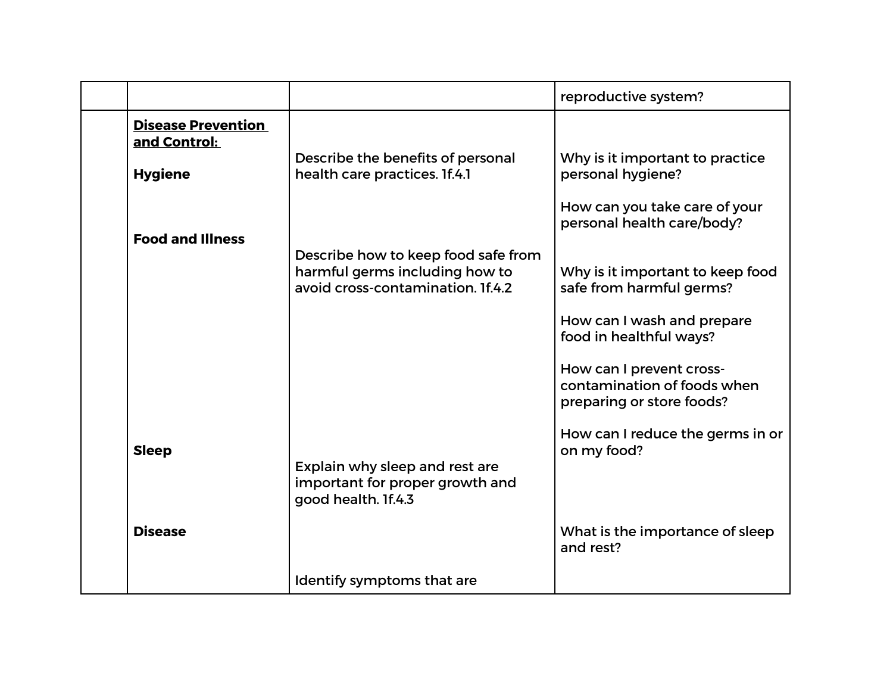| | | | |
|---|---|---|---|
| | | | reproductive system? |
| | **Disease Prevention and Control:**<br><br>**Hygiene**<br><br><br><br>**Food and Illness**<br><br><br><br><br><br><br><br><br><br><br>**Sleep**<br><br><br><br>**Disease** | Describe the benefits of personal health care practices. 1f.4.1<br><br><br><br>Describe how to keep food safe from harmful germs including how to avoid cross-contamination. 1f.4.2<br><br><br><br><br><br><br><br><br><br>Explain why sleep and rest are important for proper growth and good health. 1f.4.3<br><br><br><br>Identify symptoms that are | Why is it important to practice personal hygiene?<br><br>How can you take care of your personal health care/body?<br><br>Why is it important to keep food safe from harmful germs?<br><br>How can I wash and prepare food in healthful ways?<br><br>How can I prevent cross-contamination of foods when preparing or store foods?<br><br>How can I reduce the germs in or on my food?<br><br><br><br>What is the importance of sleep and rest? |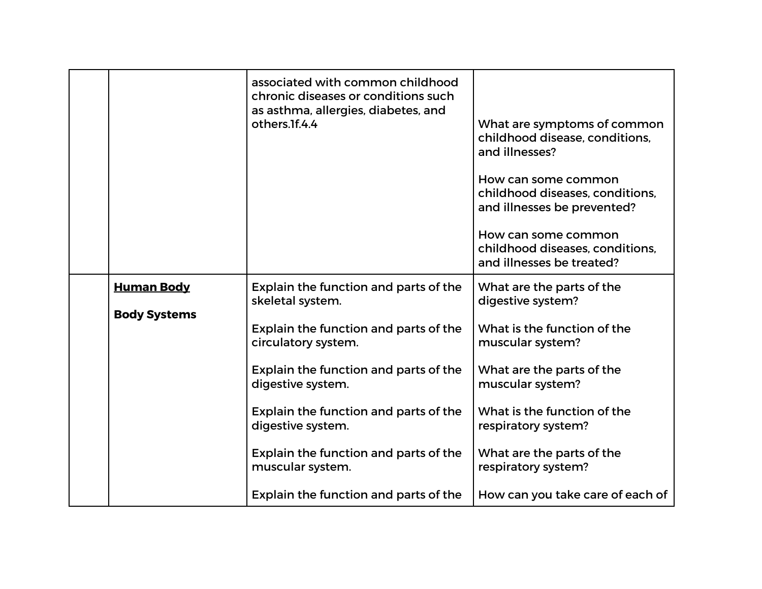| | | | |
|---|---|---|---|
| | | associated with common childhood chronic diseases or conditions such as asthma, allergies, diabetes, and others.1f.4.4 | What are symptoms of common childhood disease, conditions, and illnesses?<br><br>How can some common childhood diseases, conditions, and illnesses be prevented?<br><br>How can some common childhood diseases, conditions, and illnesses be treated? |
| | **<u>Human Body</u>**<br><br>**Body Systems** | Explain the function and parts of the skeletal system.<br><br>Explain the function and parts of the circulatory system.<br><br>Explain the function and parts of the digestive system.<br><br>Explain the function and parts of the digestive system.<br><br>Explain the function and parts of the muscular system.<br><br>Explain the function and parts of the | What are the parts of the digestive system?<br><br>What is the function of the muscular system?<br><br>What are the parts of the muscular system?<br><br>What is the function of the respiratory system?<br><br>What are the parts of the respiratory system?<br><br>How can you take care of each of |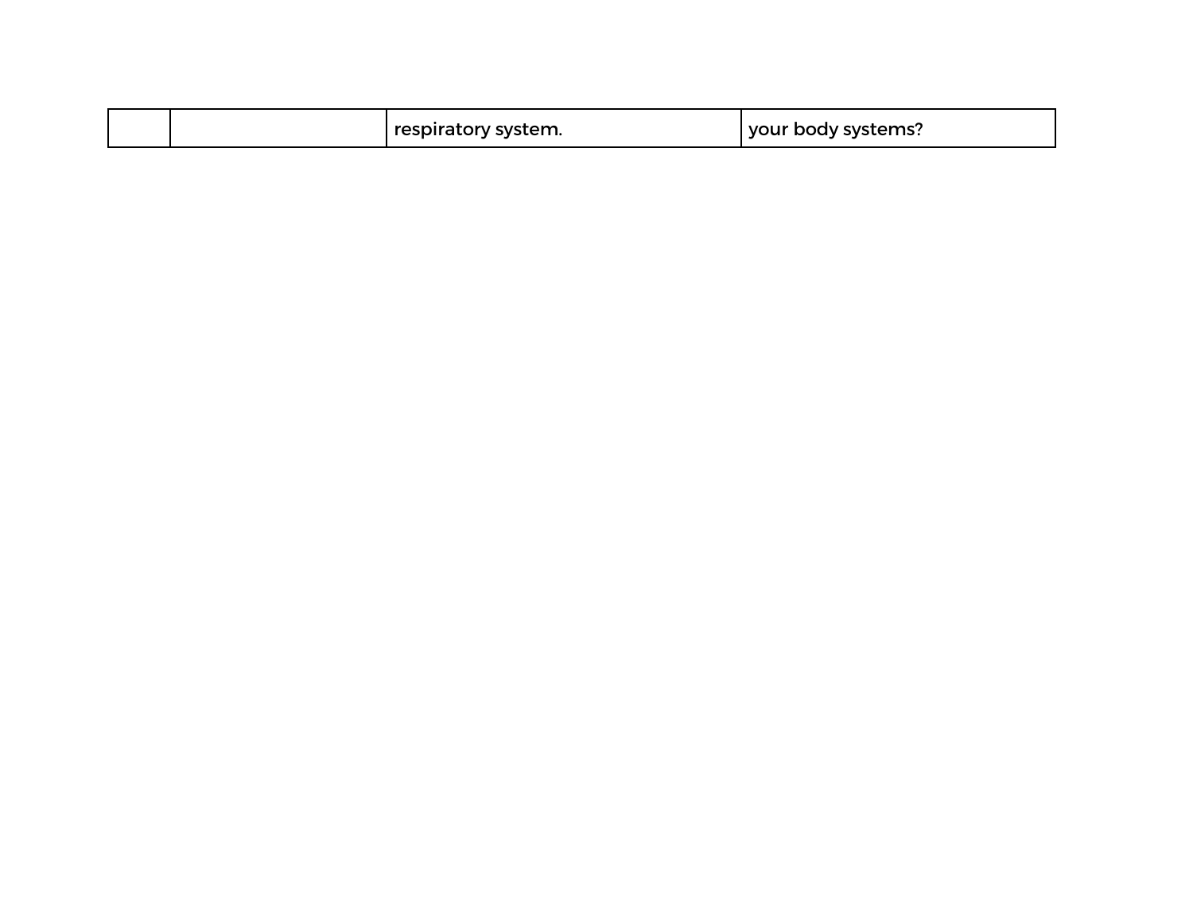| | | | |
|---|---|---|---|
| | | respiratory system. | your body systems? |